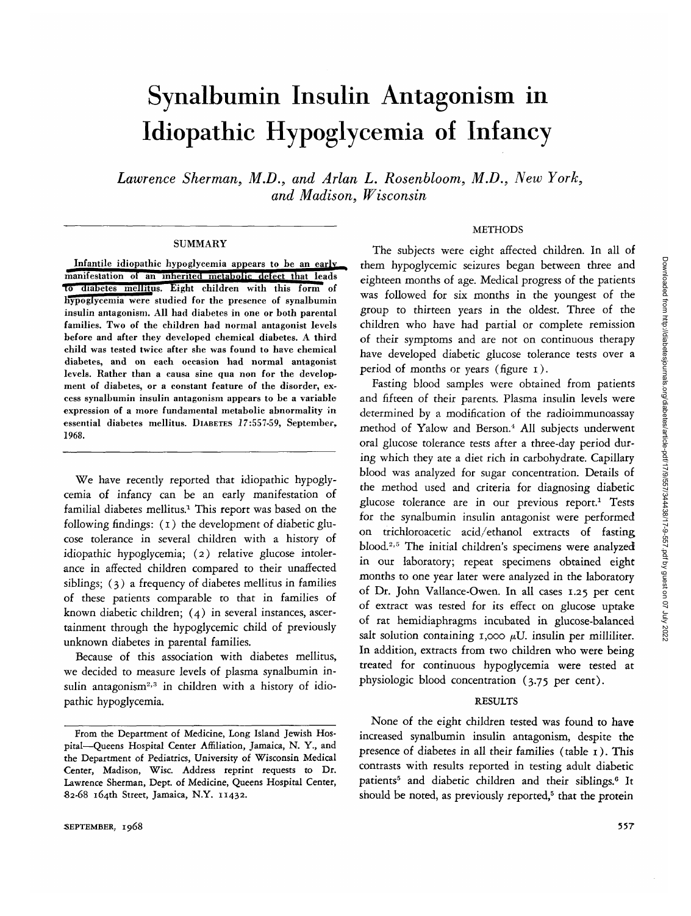# Synalbumin Insulin Antagonism in Idiopathic Hypoglycemia of Infancy

*Lawrence Sherman, M.D., and Arlan L. Rosenbloom, M.D., New York, and Madison, Wisconsin*

## SUMMARY

Infantile idiopathic hypoglycemia appears to be an early manifestation of an inherited metabolic defect that leads to diabetes mellitus. Eight children with this form of hypoglycemia were studied for the presence of synalbumin insulin antagonism. All had diabetes in one or both parental families. Two of the children had normal antagonist levels before and after they developed chemical diabetes. A third child was tested twice after she was found to have chemical diabetes, and on each occasion had normal antagonist levels. Rather than a causa sine qua non for the development of diabetes, or a constant feature of the disorder, excess synalbumin insulin antagonism appears to be a variable expression of a more fundamental metabolic abnormality in essential diabetes mellitus. DIABETES 17:557-59, September, 1968.

We have recently reported that idiopathic hypoglycemia of infancy can be an early manifestation of familial diabetes mellitus.[1] This report was based on the following findings: (1) the development of diabetic glucose tolerance in several children with a history of idiopathic hypoglycemia; (2) relative glucose intolerance in affected children compared to their unaffected siblings; (3) a frequency of diabetes mellitus in families of these patients comparable to that in families of known diabetic children; (4) in several instances, ascertainment through the hypoglycemic child of previously unknown diabetes in parental families.

Because of this association with diabetes mellitus, we decided to measure levels of plasma synalbumin insulin antagonism[2,3] in children with a history of idiopathic hypoglycemia.

From the Department of Medicine, Long Island Jewish Hospital—Queens Hospital Center Affiliation, Jamaica, N. Y., and the Department of Pediatrics, University of Wisconsin Medical Center, Madison, Wisc. Address reprint requests to Dr. Lawrence Sherman, Dept. of Medicine, Queens Hospital Center, 82-68 164th Street, Jamaica, N.Y. 11432.

## METHODS

The subjects were eight affected children. In all of them hypoglycemic seizures began between three and eighteen months of age. Medical progress of the patients was followed for six months in the youngest of the group to thirteen years in the oldest. Three of the children who have had partial or complete remission of their symptoms and are not on continuous therapy have developed diabetic glucose tolerance tests over a period of months or years (figure 1).

Fasting blood samples were obtained from patients and fifteen of their parents. Plasma insulin levels were determined by a modification of the radioimmunoassay method of Yalow and Berson.[4] All subjects underwent oral glucose tolerance tests after a three-day period during which they ate a diet rich in carbohydrate. Capillary blood was analyzed for sugar concentration. Details of the method used and criteria for diagnosing diabetic glucose tolerance are in our previous report.[1] Tests for the synalbumin insulin antagonist were performed on trichloroacetic acid/ethanol extracts of fasting blood.[2,5] The initial children's specimens were analyzed in our laboratory; repeat specimens obtained eight months to one year later were analyzed in the laboratory of Dr. John Vallance-Owen. In all cases 1.25 per cent of extract was tested for its effect on glucose uptake of rat hemidiaphragms incubated in glucose-balanced salt solution containing 1,000 $\mu$U. insulin per milliliter. In addition, extracts from two children who were being treated for continuous hypoglycemia were tested at physiologic blood concentration (3.75 per cent).

## RESULTS

None of the eight children tested was found to have increased synalbumin insulin antagonism, despite the presence of diabetes in all their families (table 1). This contrasts with results reported in testing adult diabetic patients[5] and diabetic children and their siblings.[6] It should be noted, as previously reported,[5] that the protein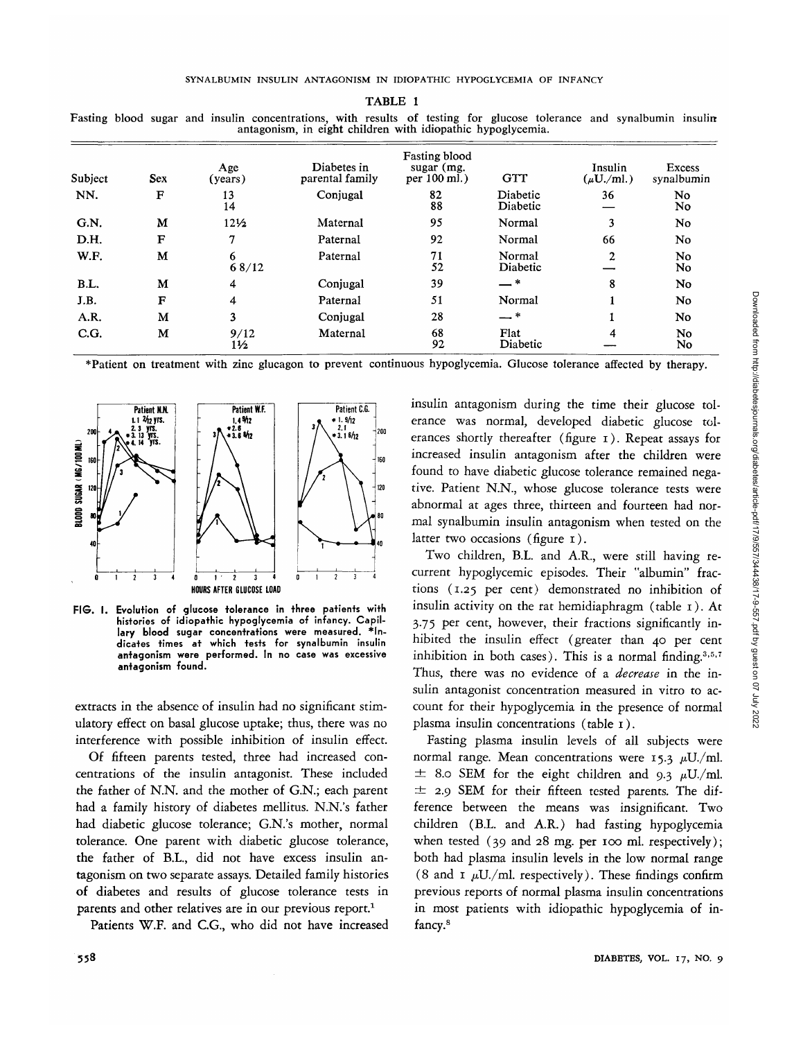TABLE 1

Fasting blood sugar and insulin concentrations, with results of testing for glucose tolerance and synalbumin insulin antagonism, in eight children with idiopathic hypoglycemia.

| Subject | Sex | Age (years) | Diabetes in parental family | Fasting blood sugar (mg. per 100 ml.) | GTT | Insulin ($\mu$U./ml.) | Excess synalbumin |
|---|---|---|---|---|---|---|---|
| NN. | F | 13 | Conjugal | 82 | Diabetic | 36 | No |
| | | 14 | | 88 | Diabetic | — | No |
| G.N. | M | 12½ | Maternal | 95 | Normal | 3 | No |
| D.H. | F | 7 | Paternal | 92 | Normal | 66 | No |
| W.F. | M | 6 | Paternal | 71 | Normal | 2 | No |
| | | 6 8/12 | | 52 | Diabetic | — | No |
| B.L. | M | 4 | Conjugal | 39 | —* | 8 | No |
| J.B. | F | 4 | Paternal | 51 | Normal | 1 | No |
| A.R. | M | 3 | Conjugal | 28 | —* | 1 | No |
| C.G. | M | 9/12 | Maternal | 68 | Flat | 4 | No |
| | | 1½ | | 92 | Diabetic | — | No |

*Patient on treatment with zinc glucagon to prevent continuous hypoglycemia. Glucose tolerance affected by therapy.

Patient N.N.
1. 1 2/12 yrs.
2. 3 yrs.
*3. 13 yrs.
*4. 14 yrs.

Patient W.F.
1. 4 9/12
*2. 6
*3. 6 8/12

Patient C.G.
* 1. 9/12
2. 1
*3. 1 6/12

BLOOD SUGAR (MG./100 ML)

HOURS AFTER GLUCOSE LOAD

FIG. 1. Evolution of glucose tolerance in three patients with histories of idiopathic hypoglycemia of infancy. Capillary blood sugar concentrations were measured. *Indicates times at which tests for synalbumin insulin antagonism were performed. In no case was excessive antagonism found.

extracts in the absence of insulin had no significant stimulatory effect on basal glucose uptake; thus, there was no interference with possible inhibition of insulin effect.

Of fifteen parents tested, three had increased concentrations of the insulin antagonist. These included the father of N.N. and the mother of G.N.; each parent had a family history of diabetes mellitus. N.N.'s father had diabetic glucose tolerance; G.N.'s mother, normal tolerance. One parent with diabetic glucose tolerance, the father of B.L., did not have excess insulin antagonism on two separate assays. Detailed family histories of diabetes and results of glucose tolerance tests in parents and other relatives are in our previous report.[1]

Patients W.F. and C.G., who did not have increased insulin antagonism during the time their glucose tolerance was normal, developed diabetic glucose tolerances shortly thereafter (figure 1). Repeat assays for increased insulin antagonism after the children were found to have diabetic glucose tolerance remained negative. Patient N.N., whose glucose tolerance tests were abnormal at ages three, thirteen and fourteen had normal synalbumin insulin antagonism when tested on the latter two occasions (figure 1).

Two children, B.L. and A.R., were still having recurrent hypoglycemic episodes. Their "albumin" fractions (1.25 per cent) demonstrated no inhibition of insulin activity on the rat hemidiaphragm (table 1). At 3.75 per cent, however, their fractions significantly inhibited the insulin effect (greater than 40 per cent inhibition in both cases). This is a normal finding.[3,5,7] Thus, there was no evidence of a *decrease* in the insulin antagonist concentration measured in vitro to account for their hypoglycemia in the presence of normal plasma insulin concentrations (table 1).

Fasting plasma insulin levels of all subjects were normal range. Mean concentrations were 15.3 $\mu$U./ml. $\pm$ 8.0 SEM for the eight children and 9.3 $\mu$U./ml. $\pm$ 2.9 SEM for their fifteen tested parents. The difference between the means was insignificant. Two children (B.L. and A.R.) had fasting hypoglycemia when tested (39 and 28 mg. per 100 ml. respectively); both had plasma insulin levels in the low normal range (8 and 1 $\mu$U./ml. respectively). These findings confirm previous reports of normal plasma insulin concentrations in most patients with idiopathic hypoglycemia of infancy.[8]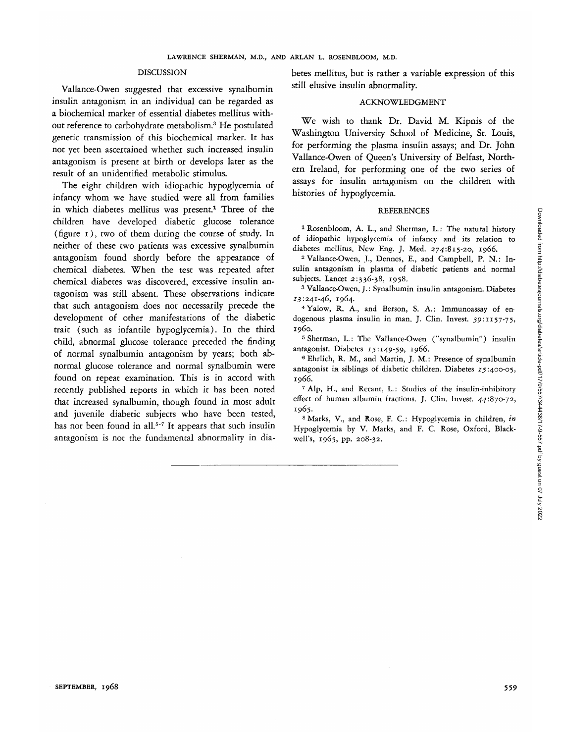## DISCUSSION

Vallance-Owen suggested that excessive synalbumin insulin antagonism in an individual can be regarded as a biochemical marker of essential diabetes mellitus without reference to carbohydrate metabolism.[3] He postulated genetic transmission of this biochemical marker. It has not yet been ascertained whether such increased insulin antagonism is present at birth or develops later as the result of an unidentified metabolic stimulus.

The eight children with idiopathic hypoglycemia of infancy whom we have studied were all from families in which diabetes mellitus was present.[1] Three of the children have developed diabetic glucose tolerance (figure 1), two of them during the course of study. In neither of these two patients was excessive synalbumin antagonism found shortly before the appearance of chemical diabetes. When the test was repeated after chemical diabetes was discovered, excessive insulin antagonism was still absent. These observations indicate that such antagonism does not necessarily precede the development of other manifestations of the diabetic trait (such as infantile hypoglycemia). In the third child, abnormal glucose tolerance preceded the finding of normal synalbumin antagonism by years; both abnormal glucose tolerance and normal synalbumin were found on repeat examination. This is in accord with recently published reports in which it has been noted that increased synalbumin, though found in most adult and juvenile diabetic subjects who have been tested, has not been found in all.[5-7] It appears that such insulin antagonism is not the fundamental abnormality in diabetes mellitus, but is rather a variable expression of this still elusive insulin abnormality.

## ACKNOWLEDGMENT

We wish to thank Dr. David M. Kipnis of the Washington University School of Medicine, St. Louis, for performing the plasma insulin assays; and Dr. John Vallance-Owen of Queen's University of Belfast, Northern Ireland, for performing one of the two series of assays for insulin antagonism on the children with histories of hypoglycemia.

## REFERENCES

1 Rosenbloom, A. L., and Sherman, L.: The natural history of idiopathic hypoglycemia of infancy and its relation to diabetes mellitus. New Eng. J. Med. *274*:815-20, 1966.

2 Vallance-Owen, J., Dennes, E., and Campbell, P. N.: Insulin antagonism in plasma of diabetic patients and normal subjects. Lancet *2*:336-38, 1958.

3 Vallance-Owen, J.: Synalbumin insulin antagonism. Diabetes *13*:241-46, 1964.

4 Yalow, R. A., and Berson, S. A.: Immunoassay of endogenous plasma insulin in man. J. Clin. Invest. *39*:1157-75, 1960.

5 Sherman, L.: The Vallance-Owen ("synalbumin") insulin antagonist. Diabetes *15*:149-59, 1966.

6 Ehrlich, R. M., and Martin, J. M.: Presence of synalbumin antagonist in siblings of diabetic children. Diabetes *15*:400-05, 1966.

7 Alp, H., and Recant, L.: Studies of the insulin-inhibitory effect of human albumin fractions. J. Clin. Invest. *44*:870-72, 1965.

8 Marks, V., and Rose, F. C.: Hypoglycemia in children, *in* Hypoglycemia by V. Marks, and F. C. Rose, Oxford, Blackwell's, 1965, pp. 208-32.